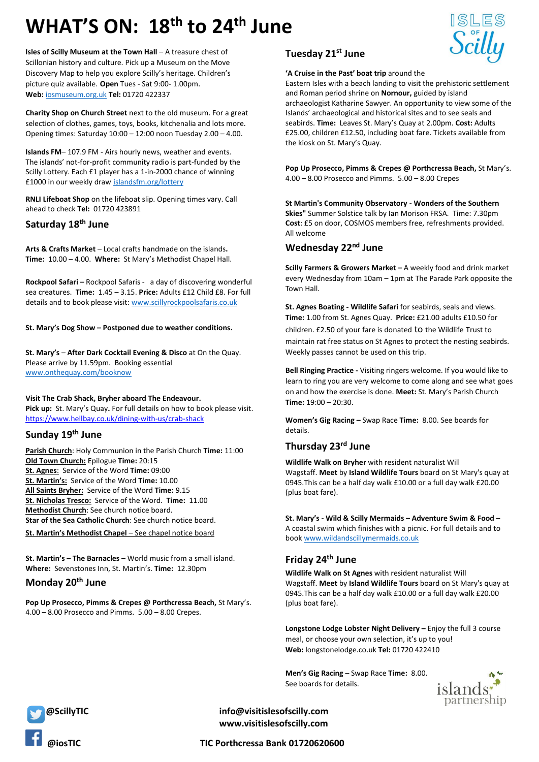# WHAT'S ON: 18th to 24th June

**Isles of Scilly Museum at the Town Hall** – A treasure chest of Scillonian history and culture. Pick up a Museum on the Move Discovery Map to help you explore Scilly's heritage. Children's picture quiz available. **Open** Tues - Sat 9:00- 1.00pm.
**Web:** iosmuseum.org.uk **Tel:** 01720 422337

**Charity Shop on Church Street** next to the old museum. For a great selection of clothes, games, toys, books, kitchenalia and lots more. Opening times: Saturday 10:00 – 12:00 noon Tuesday 2.00 – 4.00.

**Islands FM**– 107.9 FM - Airs hourly news, weather and events. The islands' not-for-profit community radio is part-funded by the Scilly Lottery. Each £1 player has a 1-in-2000 chance of winning £1000 in our weekly draw islandsfm.org/lottery

**RNLI Lifeboat Shop** on the lifeboat slip. Opening times vary. Call ahead to check **Tel:** 01720 423891

## Saturday 18th June

**Arts & Crafts Market** – Local crafts handmade on the islands. **Time:** 10.00 – 4.00. **Where:** St Mary's Methodist Chapel Hall.

**Rockpool Safari –** Rockpool Safaris - a day of discovering wonderful sea creatures. **Time:** 1.45 – 3.15. **Price:** Adults £12 Child £8. For full details and to book please visit: www.scillyrockpoolsafaris.co.uk

**St. Mary's Dog Show – Postponed due to weather conditions.**

**St. Mary's** – **After Dark Cocktail Evening & Disco** at On the Quay. Please arrive by 11.59pm. Booking essential www.onthequay.com/booknow

**Visit The Crab Shack, Bryher aboard The Endeavour.**
**Pick up:** St. Mary's Quay**.** For full details on how to book please visit. https://www.hellbay.co.uk/dining-with-us/crab-shack

## Sunday 19th June

**Parish Church**: Holy Communion in the Parish Church **Time:** 11:00
**Old Town Church:** Epilogue **Time:** 20:15
**St. Agnes**: Service of the Word **Time:** 09:00
**St. Martin's:** Service of the Word **Time:** 10.00
**All Saints Bryher:** Service of the Word **Time:** 9.15
**St. Nicholas Tresco:** Service of the Word. **Time:** 11.00
**Methodist Church**: See church notice board.
**Star of the Sea Catholic Church**: See church notice board.
**St. Martin's Methodist Chapel** – See chapel notice board

**St. Martin's – The Barnacles** – World music from a small island. **Where:** Sevenstones Inn, St. Martin's. **Time:** 12.30pm

## Monday 20th June

**Pop Up Prosecco, Pimms & Crepes @ Porthcressa Beach,** St Mary's. 4.00 – 8.00 Prosecco and Pimms. 5.00 – 8.00 Crepes.

## Tuesday 21st June

**'A Cruise in the Past' boat trip** around the Eastern Isles with a beach landing to visit the prehistoric settlement and Roman period shrine on **Nornour,** guided by island archaeologist Katharine Sawyer. An opportunity to view some of the Islands' archaeological and historical sites and to see seals and seabirds. **Time:** Leaves St. Mary's Quay at 2.00pm. **Cost:** Adults £25.00, children £12.50, including boat fare. Tickets available from the kiosk on St. Mary's Quay.

**Pop Up Prosecco, Pimms & Crepes @ Porthcressa Beach,** St Mary's. 4.00 – 8.00 Prosecco and Pimms. 5.00 – 8.00 Crepes

**St Martin's Community Observatory - Wonders of the Southern Skies"** Summer Solstice talk by Ian Morison FRSA. Time: 7.30pm **Cost**: £5 on door, COSMOS members free, refreshments provided. All welcome

## Wednesday 22nd June

**Scilly Farmers & Growers Market –** A weekly food and drink market every Wednesday from 10am – 1pm at The Parade Park opposite the Town Hall.

**St. Agnes Boating - Wildlife Safari** for seabirds, seals and views. **Time:** 1.00 from St. Agnes Quay. **Price:** £21.00 adults £10.50 for children. £2.50 of your fare is donated to the Wildlife Trust to maintain rat free status on St Agnes to protect the nesting seabirds. Weekly passes cannot be used on this trip.

**Bell Ringing Practice -** Visiting ringers welcome. If you would like to learn to ring you are very welcome to come along and see what goes on and how the exercise is done. **Meet:** St. Mary's Parish Church **Time:** 19:00 – 20:30.

**Women's Gig Racing –** Swap Race **Time:** 8.00. See boards for details.

## Thursday 23rd June

**Wildlife Walk on Bryher** with resident naturalist Will Wagstaff. **Meet** by **Island Wildlife Tours** board on St Mary's quay at 0945.This can be a half day walk £10.00 or a full day walk £20.00 (plus boat fare).

**St. Mary's - Wild & Scilly Mermaids – Adventure Swim & Food** – A coastal swim which finishes with a picnic. For full details and to book www.wildandscillymermaids.co.uk

## Friday 24th June

**Wildlife Walk on St Agnes** with resident naturalist Will Wagstaff. **Meet** by **Island Wildlife Tours** board on St Mary's quay at 0945.This can be a half day walk £10.00 or a full day walk £20.00 (plus boat fare).

**Longstone Lodge Lobster Night Delivery –** Enjoy the full 3 course meal, or choose your own selection, it's up to you!
**Web:** longstonelodge.co.uk **Tel:** 01720 422410

**Men's Gig Racing** – Swap Race **Time:** 8.00. See boards for details.

**@ScillyTIC**

**@iosTIC**

**info@visitislesofscilly.com**
**www.visitislesofscilly.com**

**TIC Porthcressa Bank 01720620600**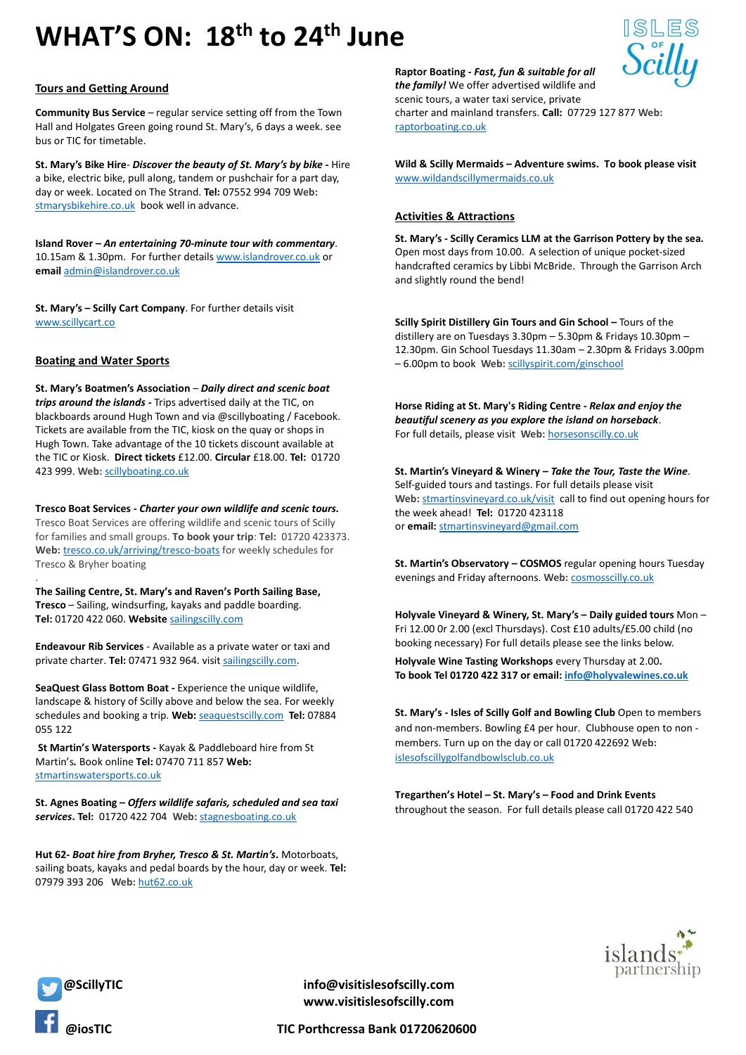# WHAT'S ON: 18th to 24th June

## Tours and Getting Around

**Community Bus Service** – regular service setting off from the Town Hall and Holgates Green going round St. Mary's, 6 days a week. see bus or TIC for timetable.

**St. Mary's Bike Hire** - ***Discover the beauty of St. Mary's by bike*** - Hire a bike, electric bike, pull along, tandem or pushchair for a part day, day or week. Located on The Strand. **Tel:** 07552 994 709 **Web:** stmarysbikehire.co.uk book well in advance.

**Island Rover** – ***An entertaining 70-minute tour with commentary***. 10.15am & 1.30pm. For further details www.islandrover.co.uk or **email** admin@islandrover.co.uk

**St. Mary's – Scilly Cart Company**. For further details visit www.scillycart.co

## Boating and Water Sports

**St. Mary's Boatmen's Association** – ***Daily direct and scenic boat trips around the islands*** - Trips advertised daily at the TIC, on blackboards around Hugh Town and via @scillyboating / Facebook. Tickets are available from the TIC, kiosk on the quay or shops in Hugh Town. Take advantage of the 10 tickets discount available at the TIC or Kiosk. **Direct tickets** £12.00. **Circular** £18.00. **Tel:** 01720 423 999. **Web:** scillyboating.co.uk

**Tresco Boat Services** - ***Charter your own wildlife and scenic tours.*** Tresco Boat Services are offering wildlife and scenic tours of Scilly for families and small groups. **To book your trip**: **Tel:** 01720 423373. **Web:** tresco.co.uk/arriving/tresco-boats for weekly schedules for Tresco & Bryher boating

**The Sailing Centre, St. Mary's and Raven's Porth Sailing Base, Tresco** – Sailing, windsurfing, kayaks and paddle boarding. **Tel:** 01720 422 060. **Website** sailingscilly.com

**Endeavour Rib Services** - Available as a private water or taxi and private charter. **Tel:** 07471 932 964. visit sailingscilly.com.

**SeaQuest Glass Bottom Boat** - Experience the unique wildlife, landscape & history of Scilly above and below the sea. For weekly schedules and booking a trip. **Web:** seaquestscilly.com **Tel:** 07884 055 122

**St Martin's Watersports** - Kayak & Paddleboard hire from St Martin's. Book online **Tel:** 07470 711 857 **Web:** stmartinswatersports.co.uk

**St. Agnes Boating** – ***Offers wildlife safaris, scheduled and sea taxi services***. **Tel:** 01720 422 704 **Web:** stagnesboating.co.uk

**Hut 62**- ***Boat hire from Bryher, Tresco & St. Martin's.*** Motorboats, sailing boats, kayaks and pedal boards by the hour, day or week. **Tel:** 07979 393 206 **Web:** hut62.co.uk

**Raptor Boating** - ***Fast, fun & suitable for all the family!*** We offer advertised wildlife and scenic tours, a water taxi service, private charter and mainland transfers. **Call:** 07729 127 877 **Web:** raptorboating.co.uk

**Wild & Scilly Mermaids – Adventure swims. To book please visit** www.wildandscillymermaids.co.uk

## Activities & Attractions

**St. Mary's - Scilly Ceramics LLM at the Garrison Pottery by the sea.** Open most days from 10.00. A selection of unique pocket-sized handcrafted ceramics by Libbi McBride. Through the Garrison Arch and slightly round the bend!

**Scilly Spirit Distillery Gin Tours and Gin School –** Tours of the distillery are on Tuesdays 3.30pm – 5.30pm & Fridays 10.30pm – 12.30pm. Gin School Tuesdays 11.30am – 2.30pm & Fridays 3.00pm – 6.00pm to book **Web:** scillyspirit.com/ginschool

**Horse Riding at St. Mary's Riding Centre** - ***Relax and enjoy the beautiful scenery as you explore the island on horseback***. For full details, please visit **Web:** horsesonscilly.co.uk

**St. Martin's Vineyard & Winery** – ***Take the Tour, Taste the Wine***. Self-guided tours and tastings. For full details please visit **Web:** stmartinsvineyard.co.uk/visit call to find out opening hours for the week ahead! **Tel:** 01720 423118 or **email:** stmartinsvineyard@gmail.com

**St. Martin's Observatory – COSMOS** regular opening hours Tuesday evenings and Friday afternoons. **Web:** cosmosscilly.co.uk

**Holyvale Vineyard & Winery, St. Mary's – Daily guided tours** Mon – Fri 12.00 0r 2.00 (excl Thursdays). Cost £10 adults/£5.00 child (no booking necessary) For full details please see the links below.

**Holyvale Wine Tasting Workshops** every Thursday at 2.00**.**
**To book Tel 01720 422 317 or email: info@holyvalewines.co.uk**

**St. Mary's - Isles of Scilly Golf and Bowling Club** Open to members and non-members. Bowling £4 per hour. Clubhouse open to non - members. Turn up on the day or call 01720 422692 **Web:** islesofscillygolfandbowlsclub.co.uk

**Tregarthen's Hotel – St. Mary's – Food and Drink Events** throughout the season. For full details please call 01720 422 540

**@ScillyTIC**

**@iosTIC**

**info@visitislesofscilly.com**
**www.visitislesofscilly.com**

**TIC Porthcressa Bank 01720620600**